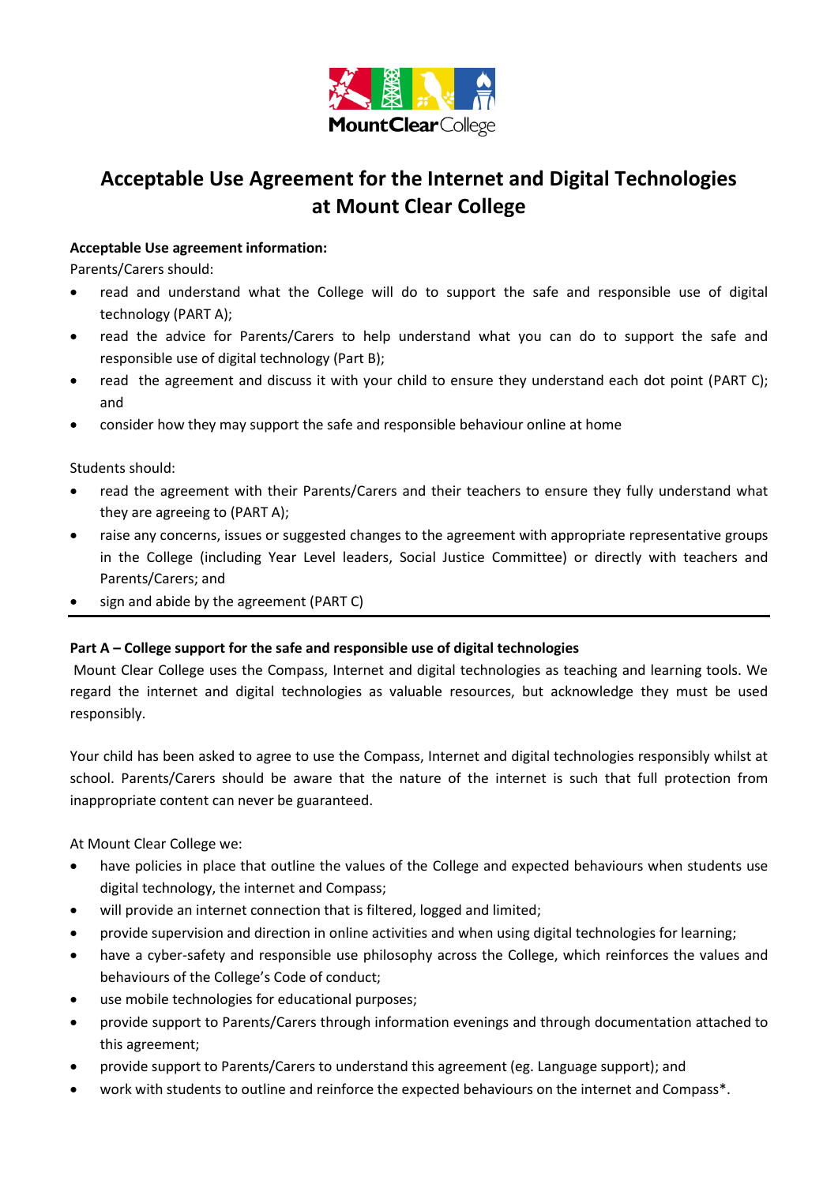# Acceptable Use Agreement for the Internet and Digital Technologies at Mount Clear College

**Acceptable Use agreement information:**

Parents/Carers should:

- read and understand what the College will do to support the safe and responsible use of digital technology (PART A);
- read the advice for Parents/Carers to help understand what you can do to support the safe and responsible use of digital technology (Part B);
- read the agreement and discuss it with your child to ensure they understand each dot point (PART C); and
- consider how they may support the safe and responsible behaviour online at home

Students should:

- read the agreement with their Parents/Carers and their teachers to ensure they fully understand what they are agreeing to (PART A);
- raise any concerns, issues or suggested changes to the agreement with appropriate representative groups in the College (including Year Level leaders, Social Justice Committee) or directly with teachers and Parents/Carers; and
- sign and abide by the agreement (PART C)

---

**Part A – College support for the safe and responsible use of digital technologies**

Mount Clear College uses the Compass, Internet and digital technologies as teaching and learning tools. We regard the internet and digital technologies as valuable resources, but acknowledge they must be used responsibly.

Your child has been asked to agree to use the Compass, Internet and digital technologies responsibly whilst at school. Parents/Carers should be aware that the nature of the internet is such that full protection from inappropriate content can never be guaranteed.

At Mount Clear College we:

- have policies in place that outline the values of the College and expected behaviours when students use digital technology, the internet and Compass;
- will provide an internet connection that is filtered, logged and limited;
- provide supervision and direction in online activities and when using digital technologies for learning;
- have a cyber-safety and responsible use philosophy across the College, which reinforces the values and behaviours of the College's Code of conduct;
- use mobile technologies for educational purposes;
- provide support to Parents/Carers through information evenings and through documentation attached to this agreement;
- provide support to Parents/Carers to understand this agreement (eg. Language support); and
- work with students to outline and reinforce the expected behaviours on the internet and Compass*.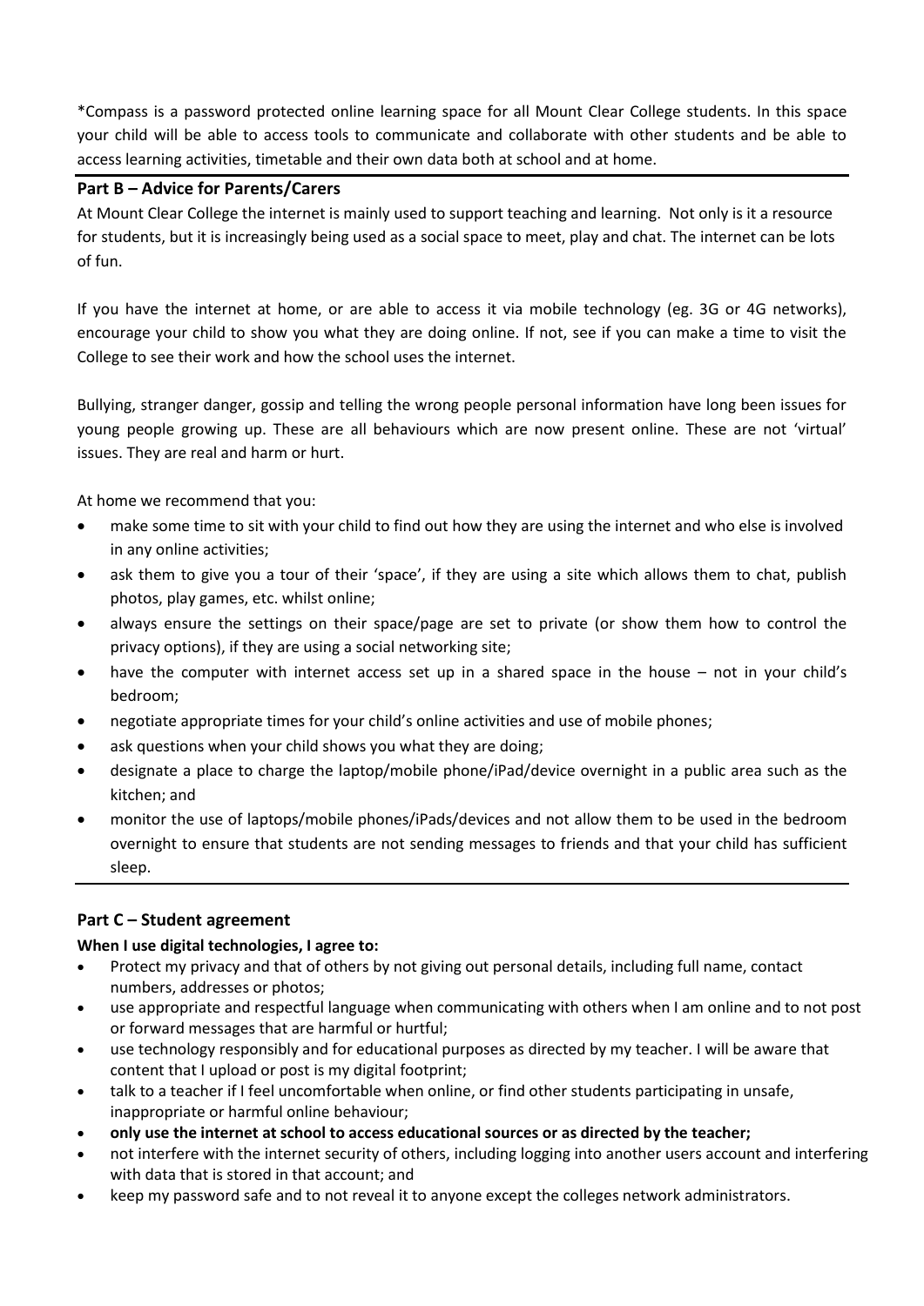*Compass is a password protected online learning space for all Mount Clear College students. In this space your child will be able to access tools to communicate and collaborate with other students and be able to access learning activities, timetable and their own data both at school and at home.

## Part B – Advice for Parents/Carers

At Mount Clear College the internet is mainly used to support teaching and learning. Not only is it a resource for students, but it is increasingly being used as a social space to meet, play and chat. The internet can be lots of fun.

If you have the internet at home, or are able to access it via mobile technology (eg. 3G or 4G networks), encourage your child to show you what they are doing online. If not, see if you can make a time to visit the College to see their work and how the school uses the internet.

Bullying, stranger danger, gossip and telling the wrong people personal information have long been issues for young people growing up. These are all behaviours which are now present online. These are not 'virtual' issues. They are real and harm or hurt.

At home we recommend that you:

- make some time to sit with your child to find out how they are using the internet and who else is involved in any online activities;
- ask them to give you a tour of their 'space', if they are using a site which allows them to chat, publish photos, play games, etc. whilst online;
- always ensure the settings on their space/page are set to private (or show them how to control the privacy options), if they are using a social networking site;
- have the computer with internet access set up in a shared space in the house – not in your child's bedroom;
- negotiate appropriate times for your child's online activities and use of mobile phones;
- ask questions when your child shows you what they are doing;
- designate a place to charge the laptop/mobile phone/iPad/device overnight in a public area such as the kitchen; and
- monitor the use of laptops/mobile phones/iPads/devices and not allow them to be used in the bedroom overnight to ensure that students are not sending messages to friends and that your child has sufficient sleep.

## Part C – Student agreement

**When I use digital technologies, I agree to:**

- Protect my privacy and that of others by not giving out personal details, including full name, contact numbers, addresses or photos;
- use appropriate and respectful language when communicating with others when I am online and to not post or forward messages that are harmful or hurtful;
- use technology responsibly and for educational purposes as directed by my teacher. I will be aware that content that I upload or post is my digital footprint;
- talk to a teacher if I feel uncomfortable when online, or find other students participating in unsafe, inappropriate or harmful online behaviour;
- **only use the internet at school to access educational sources or as directed by the teacher;**
- not interfere with the internet security of others, including logging into another users account and interfering with data that is stored in that account; and
- keep my password safe and to not reveal it to anyone except the colleges network administrators.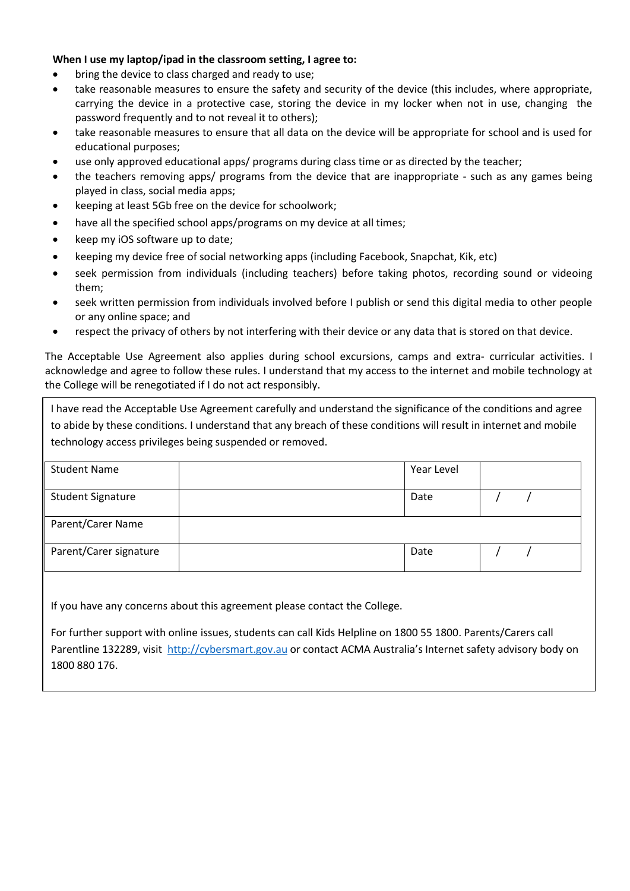**When I use my laptop/ipad in the classroom setting, I agree to:**

- bring the device to class charged and ready to use;
- take reasonable measures to ensure the safety and security of the device (this includes, where appropriate, carrying the device in a protective case, storing the device in my locker when not in use, changing the password frequently and to not reveal it to others);
- take reasonable measures to ensure that all data on the device will be appropriate for school and is used for educational purposes;
- use only approved educational apps/ programs during class time or as directed by the teacher;
- the teachers removing apps/ programs from the device that are inappropriate - such as any games being played in class, social media apps;
- keeping at least 5Gb free on the device for schoolwork;
- have all the specified school apps/programs on my device at all times;
- keep my iOS software up to date;
- keeping my device free of social networking apps (including Facebook, Snapchat, Kik, etc)
- seek permission from individuals (including teachers) before taking photos, recording sound or videoing them;
- seek written permission from individuals involved before I publish or send this digital media to other people or any online space; and
- respect the privacy of others by not interfering with their device or any data that is stored on that device.

The Acceptable Use Agreement also applies during school excursions, camps and extra- curricular activities. I acknowledge and agree to follow these rules. I understand that my access to the internet and mobile technology at the College will be renegotiated if I do not act responsibly.

I have read the Acceptable Use Agreement carefully and understand the significance of the conditions and agree to abide by these conditions. I understand that any breach of these conditions will result in internet and mobile technology access privileges being suspended or removed.

| | | | |
|---|---|---|---|
| Student Name | | Year Level | |
| Student Signature | | Date | / / |
| Parent/Carer Name | | | |
| Parent/Carer signature | | Date | / / |

If you have any concerns about this agreement please contact the College.

For further support with online issues, students can call Kids Helpline on 1800 55 1800. Parents/Carers call Parentline 132289, visit http://cybersmart.gov.au or contact ACMA Australia's Internet safety advisory body on 1800 880 176.